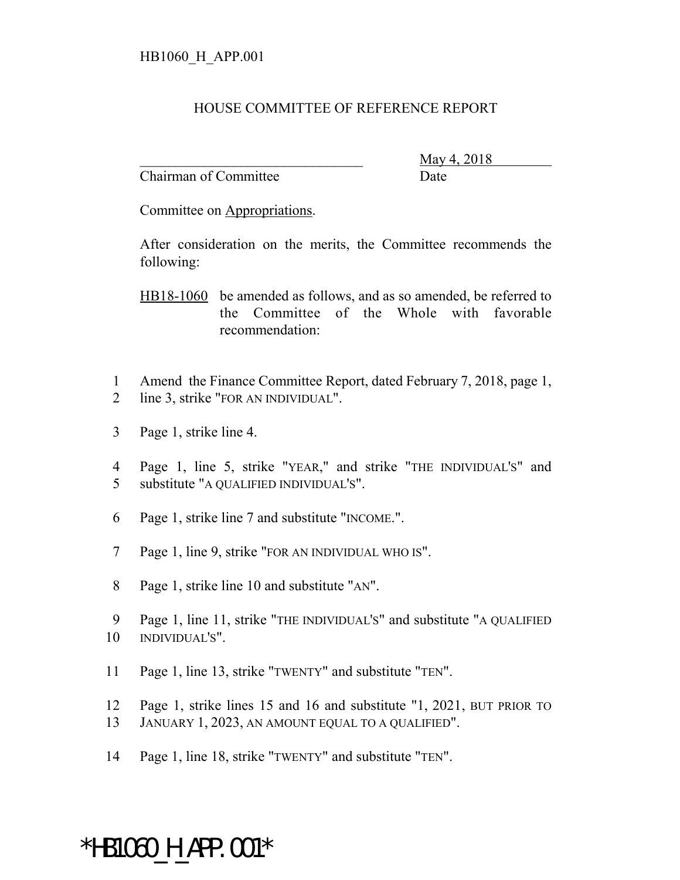HB1060_H_APP.001

# HOUSE COMMITTEE OF REFERENCE REPORT

________________________________ May 4, 2018
Chairman of Committee Date

Committee on Appropriations.

After consideration on the merits, the Committee recommends the following:

HB18-1060 be amended as follows, and as so amended, be referred to the Committee of the Whole with favorable recommendation:

1 Amend the Finance Committee Report, dated February 7, 2018, page 1,
2 line 3, strike "FOR AN INDIVIDUAL".

3 Page 1, strike line 4.

4 Page 1, line 5, strike "YEAR," and strike "THE INDIVIDUAL'S" and
5 substitute "A QUALIFIED INDIVIDUAL'S".

6 Page 1, strike line 7 and substitute "INCOME.".

7 Page 1, line 9, strike "FOR AN INDIVIDUAL WHO IS".

8 Page 1, strike line 10 and substitute "AN".

9 Page 1, line 11, strike "THE INDIVIDUAL'S" and substitute "A QUALIFIED
10 INDIVIDUAL'S".

11 Page 1, line 13, strike "TWENTY" and substitute "TEN".

12 Page 1, strike lines 15 and 16 and substitute "1, 2021, BUT PRIOR TO
13 JANUARY 1, 2023, AN AMOUNT EQUAL TO A QUALIFIED".

14 Page 1, line 18, strike "TWENTY" and substitute "TEN".

*HB1060_H_APP.001*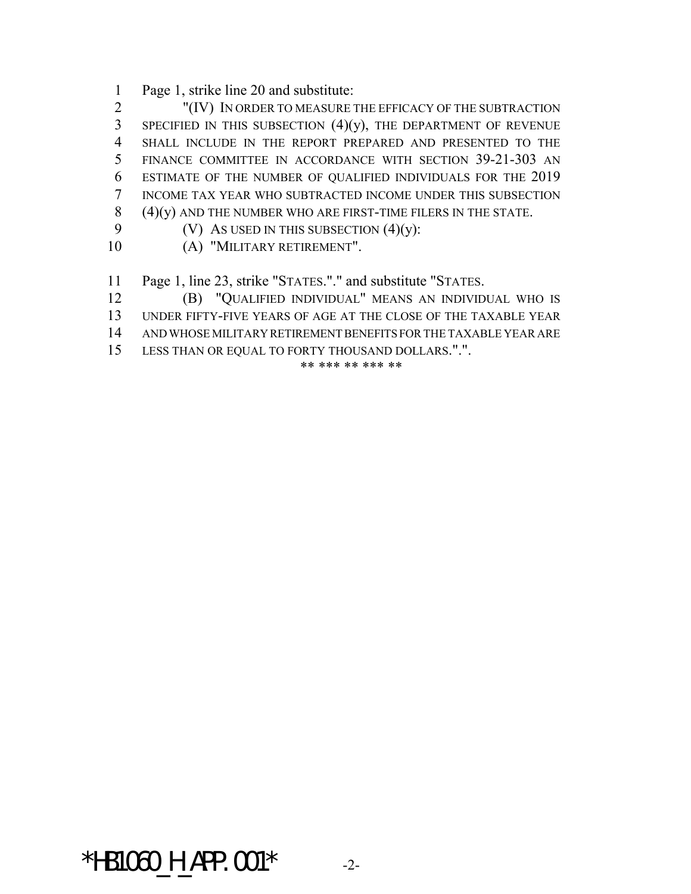Page 1, strike line 20 and substitute:

"(IV) IN ORDER TO MEASURE THE EFFICACY OF THE SUBTRACTION SPECIFIED IN THIS SUBSECTION (4)(y), THE DEPARTMENT OF REVENUE SHALL INCLUDE IN THE REPORT PREPARED AND PRESENTED TO THE FINANCE COMMITTEE IN ACCORDANCE WITH SECTION 39-21-303 AN ESTIMATE OF THE NUMBER OF QUALIFIED INDIVIDUALS FOR THE 2019 INCOME TAX YEAR WHO SUBTRACTED INCOME UNDER THIS SUBSECTION (4)(y) AND THE NUMBER WHO ARE FIRST-TIME FILERS IN THE STATE.

(V) AS USED IN THIS SUBSECTION (4)(y):

(A) "MILITARY RETIREMENT".

Page 1, line 23, strike "STATES."." and substitute "STATES.

(B) "QUALIFIED INDIVIDUAL" MEANS AN INDIVIDUAL WHO IS UNDER FIFTY-FIVE YEARS OF AGE AT THE CLOSE OF THE TAXABLE YEAR AND WHOSE MILITARY RETIREMENT BENEFITS FOR THE TAXABLE YEAR ARE LESS THAN OR EQUAL TO FORTY THOUSAND DOLLARS.".".

** *** ** *** **

*HB1060_H_APP.001*